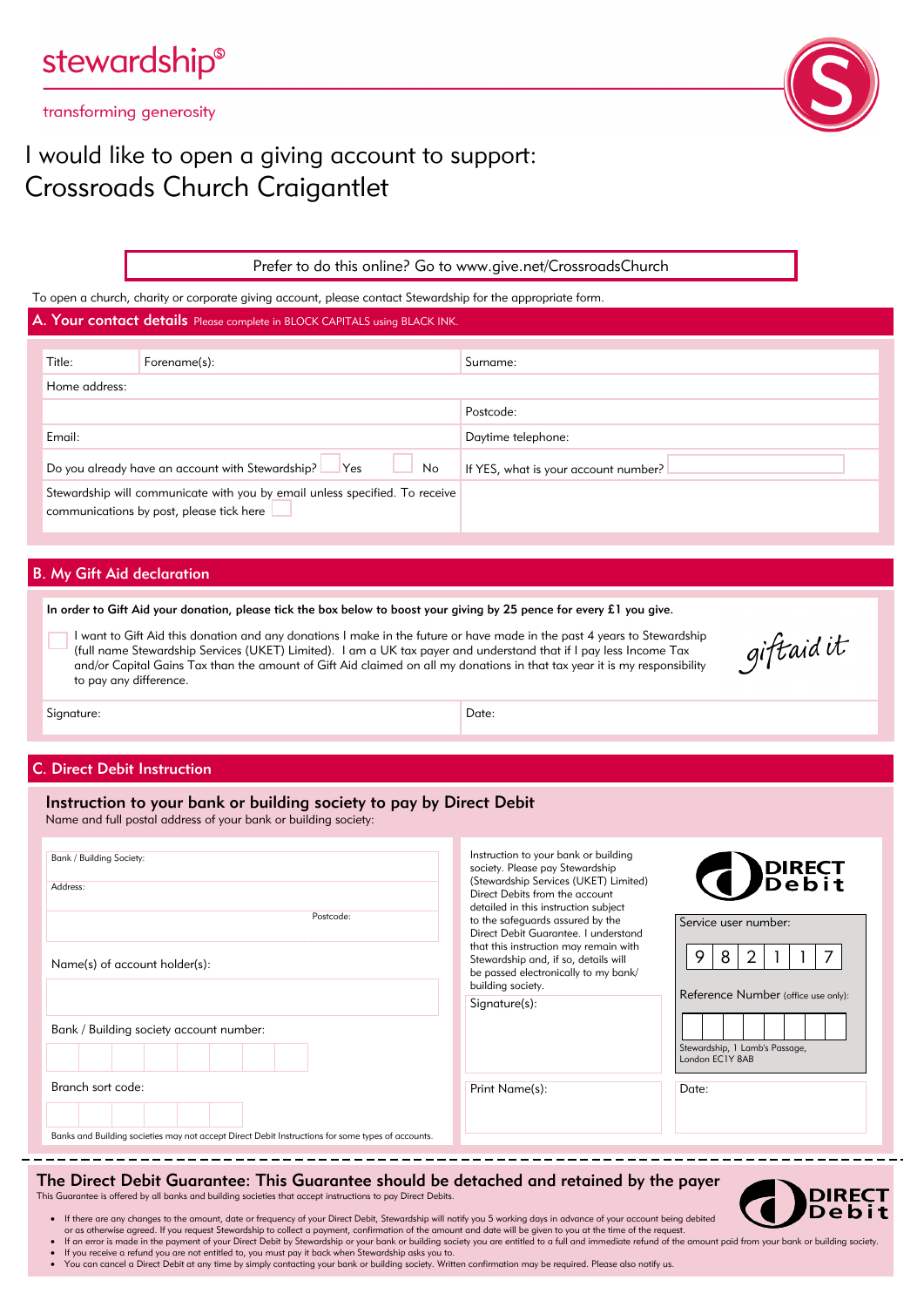stewardship®

transforming generosity

# I would like to open a giving account to support:
# Crossroads Church Craigantlet

Prefer to do this online? Go to www.give.net/CrossroadsChurch

To open a church, charity or corporate giving account, please contact Stewardship for the appropriate form.

## A. Your contact details Please complete in BLOCK CAPITALS using BLACK INK.

| | | |
|---|---|---|
| Title: | Forename(s): | Surname: |
| Home address: | | |
| | | Postcode: |
| Email: | | Daytime telephone: |
| Do you already have an account with Stewardship? ☐ Yes ☐ No | | If YES, what is your account number? |
| Stewardship will communicate with you by email unless specified. To receive communications by post, please tick here ☐ | | |

## B. My Gift Aid declaration

**In order to Gift Aid your donation, please tick the box below to boost your giving by 25 pence for every £1 you give.**

☐ I want to Gift Aid this donation and any donations I make in the future or have made in the past 4 years to Stewardship (full name Stewardship Services (UKET) Limited). I am a UK tax payer and understand that if I pay less Income Tax and/or Capital Gains Tax than the amount of Gift Aid claimed on all my donations in that tax year it is my responsibility to pay any difference.

giftaid it

| | |
|---|---|
| Signature: | Date: |

## C. Direct Debit Instruction

### Instruction to your bank or building society to pay by Direct Debit

Name and full postal address of your bank or building society:

Bank / Building Society:

Address:

Postcode:

Name(s) of account holder(s):

Bank / Building society account number:

Branch sort code:

Banks and Building societies may not accept Direct Debit Instructions for some types of accounts.

Instruction to your bank or building society. Please pay Stewardship (Stewardship Services (UKET) Limited) Direct Debits from the account detailed in this instruction subject to the safeguards assured by the Direct Debit Guarantee. I understand that this instruction may remain with Stewardship and, if so, details will be passed electronically to my bank/ building society.

Signature(s):

Print Name(s):

DIRECT Debit

Service user number:

| | | | | | |
|---|---|---|---|---|---|
| 9 | 8 | 2 | 1 | 1 | 7 |

Reference Number (office use only):

Stewardship, 1 Lamb's Passage, London EC1Y 8AB

Date:

---

## The Direct Debit Guarantee: This Guarantee should be detached and retained by the payer

This Guarantee is offered by all banks and building societies that accept instructions to pay Direct Debits.

- If there are any changes to the amount, date or frequency of your Direct Debit, Stewardship will notify you 5 working days in advance of your account being debited or as otherwise agreed. If you request Stewardship to collect a payment, confirmation of the amount and date will be given to you at the time of the request.
- If an error is made in the payment of your Direct Debit by Stewardship or your bank or building society you are entitled to a full and immediate refund of the amount paid from your bank or building society.
- If you receive a refund you are not entitled to, you must pay it back when Stewardship asks you to.
- You can cancel a Direct Debit at any time by simply contacting your bank or building society. Written confirmation may be required. Please also notify us.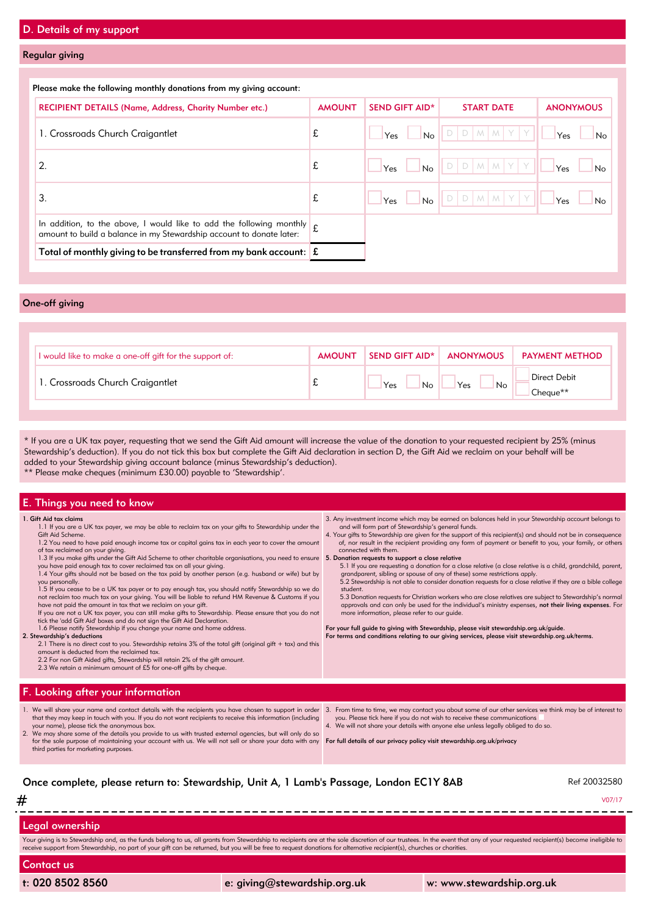## D. Details of my support

### Regular giving

Please make the following monthly donations from my giving account:

| RECIPIENT DETAILS (Name, Address, Charity Number etc.) | AMOUNT | SEND GIFT AID* | START DATE | ANONYMOUS |
|---|---|---|---|---|
| 1. Crossroads Church Craigantlet | £ | Yes No | D D M M Y Y | Yes No |
| 2. | £ | Yes No | D D M M Y Y | Yes No |
| 3. | £ | Yes No | D D M M Y Y | Yes No |
| In addition, to the above, I would like to add the following monthly amount to build a balance in my Stewardship account to donate later: | £ | | | |
| **Total of monthly giving to be transferred from my bank account:** | **£** | | | |

### One-off giving

| I would like to make a one-off gift for the support of: | AMOUNT | SEND GIFT AID* | ANONYMOUS | PAYMENT METHOD |
|---|---|---|---|---|
| 1. Crossroads Church Craigantlet | £ | Yes No | Yes No | Direct Debit<br>Cheque** |

\* If you are a UK tax payer, requesting that we send the Gift Aid amount will increase the value of the donation to your requested recipient by 25% (minus Stewardship's deduction). If you do not tick this box but complete the Gift Aid declaration in section D, the Gift Aid we reclaim on your behalf will be added to your Stewardship giving account balance (minus Stewardship's deduction).
\*\* Please make cheques (minimum £30.00) payable to 'Stewardship'.

## E. Things you need to know

**1. Gift Aid tax claims**

1.1 If you are a UK tax payer, we may be able to reclaim tax on your gifts to Stewardship under the Gift Aid Scheme.

1.2 You need to have paid enough income tax or capital gains tax in each year to cover the amount of tax reclaimed on your giving.

1.3 If you make gifts under the Gift Aid Scheme to other charitable organisations, you need to ensure you have paid enough tax to cover reclaimed tax on all your giving.

1.4 Your gifts should not be based on the tax paid by another person (e.g. husband or wife) but by you personally.

1.5 If you cease to be a UK tax payer or to pay enough tax, you should notify Stewardship so we do not reclaim too much tax on your giving. You will be liable to refund HM Revenue & Customs if you have not paid the amount in tax that we reclaim on your gift.

If you are not a UK tax payer, you can still make gifts to Stewardship. Please ensure that you do not tick the 'add Gift Aid' boxes and do not sign the Gift Aid Declaration.

1.6 Please notify Stewardship if you change your name and home address.

**2. Stewardship's deductions**

2.1 There is no direct cost to you. Stewardship retains 3% of the total gift (original gift + tax) and this amount is deducted from the reclaimed tax.

2.2 For non Gift Aided gifts, Stewardship will retain 2% of the gift amount.

2.3 We retain a minimum amount of £5 for one-off gifts by cheque.

3. Any investment income which may be earned on balances held in your Stewardship account belongs to and will form part of Stewardship's general funds.

4. Your gifts to Stewardship are given for the support of this recipient(s) and should not be in consequence of, nor result in the recipient providing any form of payment or benefit to you, your family, or others connected with them.

**5. Donation requests to support a close relative**

5.1 If you are requesting a donation for a close relative (a close relative is a child, grandchild, parent, grandparent, sibling or spouse of any of these) some restrictions apply.

5.2 Stewardship is not able to consider donation requests for a close relative if they are a bible college student.

5.3 Donation requests for Christian workers who are close relatives are subject to Stewardship's normal approvals and can only be used for the individual's ministry expenses, **not their living expenses**. For more information, please refer to our guide.

**For your full guide to giving with Stewardship, please visit stewardship.org.uk/guide.**
**For terms and conditions relating to our giving services, please visit stewardship.org.uk/terms.**

## F. Looking after your information

1. We will share your name and contact details with the recipients you have chosen to support in order that they may keep in touch with you. If you do not want recipients to receive this information (including your name), please tick the anonymous box.
2. We may share some of the details you provide to us with trusted external agencies, but will only do so for the sole purpose of maintaining your account with us. We will not sell or share your data with any third parties for marketing purposes.
3. From time to time, we may contact you about some of our other services we think may be of interest to you. Please tick here if you do not wish to receive these communications
4. We will not share your details with anyone else unless legally obliged to do so.

**For full details of our privacy policy visit stewardship.org.uk/privacy**

**Once complete, please return to: Stewardship, Unit A, 1 Lamb's Passage, London EC1Y 8AB**

Ref 20032580

V07/17

## Legal ownership

Your giving is to Stewardship and, as the funds belong to us, all grants from Stewardship to recipients are at the sole discretion of our trustees. In the event that any of your requested recipient(s) become ineligible to receive support from Stewardship, no part of your gift can be returned, but you will be free to request donations for alternative recipient(s), churches or charities.

## Contact us

**t: 020 8502 8560** | **e: giving@stewardship.org.uk** | **w: www.stewardship.org.uk**